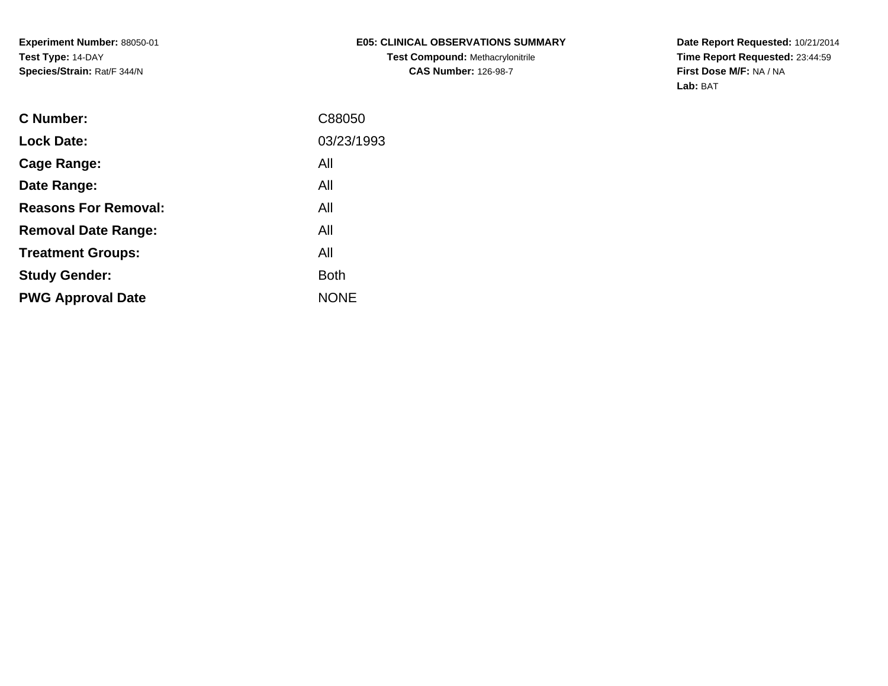**Experiment Number:** 88050-01
**Test Type:** 14-DAY
**Species/Strain:** Rat/F 344/N

**E05: CLINICAL OBSERVATIONS SUMMARY**
**Test Compound:** Methacrylonitrile
**CAS Number:** 126-98-7

**Date Report Requested:** 10/21/2014
**Time Report Requested:** 23:44:59
**First Dose M/F:** NA / NA
**Lab:** BAT

| | |
|---|---|
| **C Number:** | C88050 |
| **Lock Date:** | 03/23/1993 |
| **Cage Range:** | All |
| **Date Range:** | All |
| **Reasons For Removal:** | All |
| **Removal Date Range:** | All |
| **Treatment Groups:** | All |
| **Study Gender:** | Both |
| **PWG Approval Date** | NONE |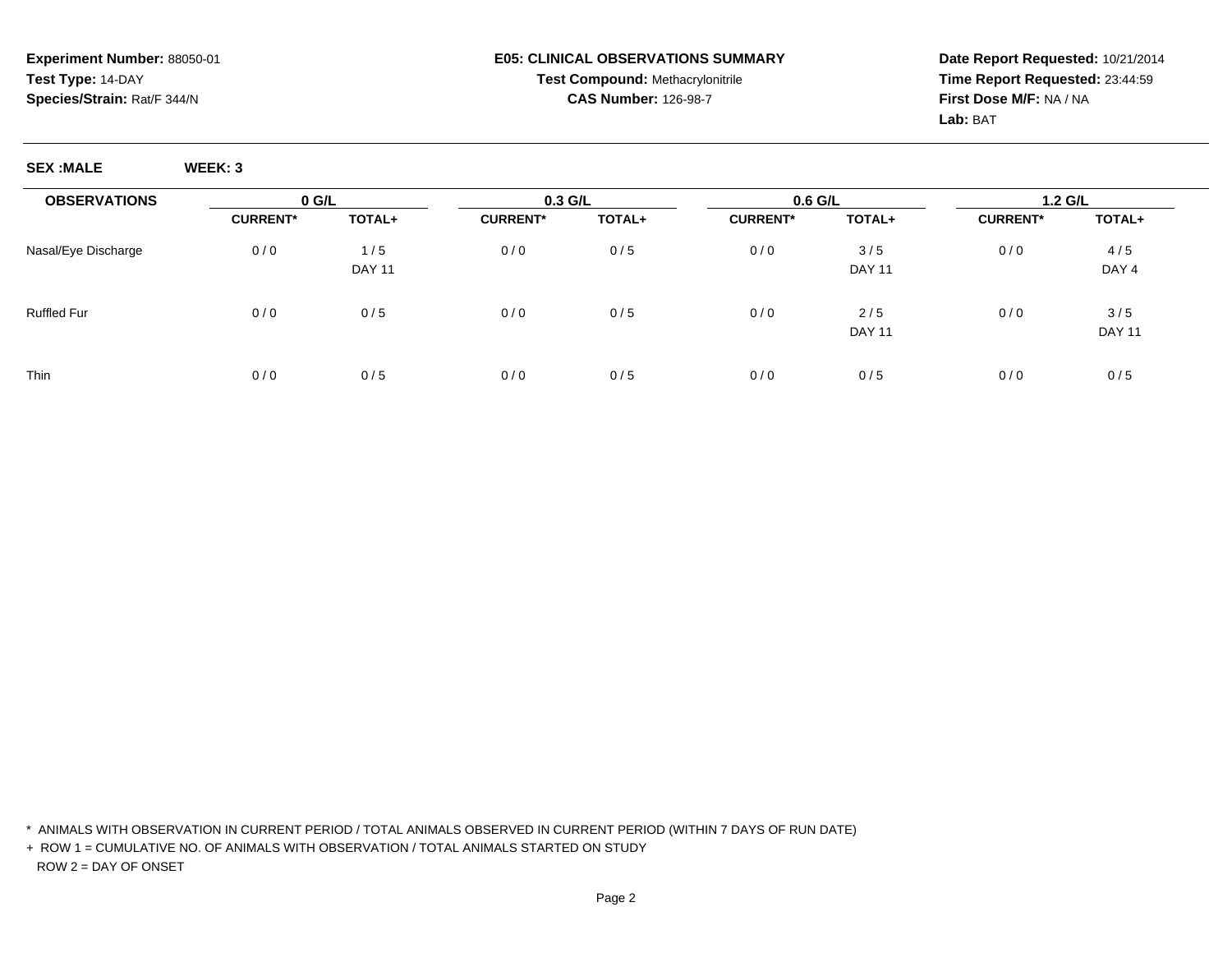**Experiment Number:** 88050-01
**Test Type:** 14-DAY
**Species/Strain:** Rat/F 344/N

**E05: CLINICAL OBSERVATIONS SUMMARY**
**Test Compound:** Methacrylonitrile
**CAS Number:** 126-98-7

**Date Report Requested:** 10/21/2014
**Time Report Requested:** 23:44:59
**First Dose M/F:** NA / NA
**Lab:** BAT

**SEX :MALE** **WEEK: 3**

| OBSERVATIONS | 0 G/L | | 0.3 G/L | | 0.6 G/L | | 1.2 G/L | |
|---|---|---|---|---|---|---|---|---|
| | CURRENT* | TOTAL+ | CURRENT* | TOTAL+ | CURRENT* | TOTAL+ | CURRENT* | TOTAL+ |
| Nasal/Eye Discharge | 0 / 0 | 1 / 5 | 0 / 0 | 0 / 5 | 0 / 0 | 3 / 5 | 0 / 0 | 4 / 5 |
| | | DAY 11 | | | | DAY 11 | | DAY 4 |
| Ruffled Fur | 0 / 0 | 0 / 5 | 0 / 0 | 0 / 5 | 0 / 0 | 2 / 5 | 0 / 0 | 3 / 5 |
| | | | | | | DAY 11 | | DAY 11 |
| Thin | 0 / 0 | 0 / 5 | 0 / 0 | 0 / 5 | 0 / 0 | 0 / 5 | 0 / 0 | 0 / 5 |

* ANIMALS WITH OBSERVATION IN CURRENT PERIOD / TOTAL ANIMALS OBSERVED IN CURRENT PERIOD (WITHIN 7 DAYS OF RUN DATE)

+ ROW 1 = CUMULATIVE NO. OF ANIMALS WITH OBSERVATION / TOTAL ANIMALS STARTED ON STUDY
  ROW 2 = DAY OF ONSET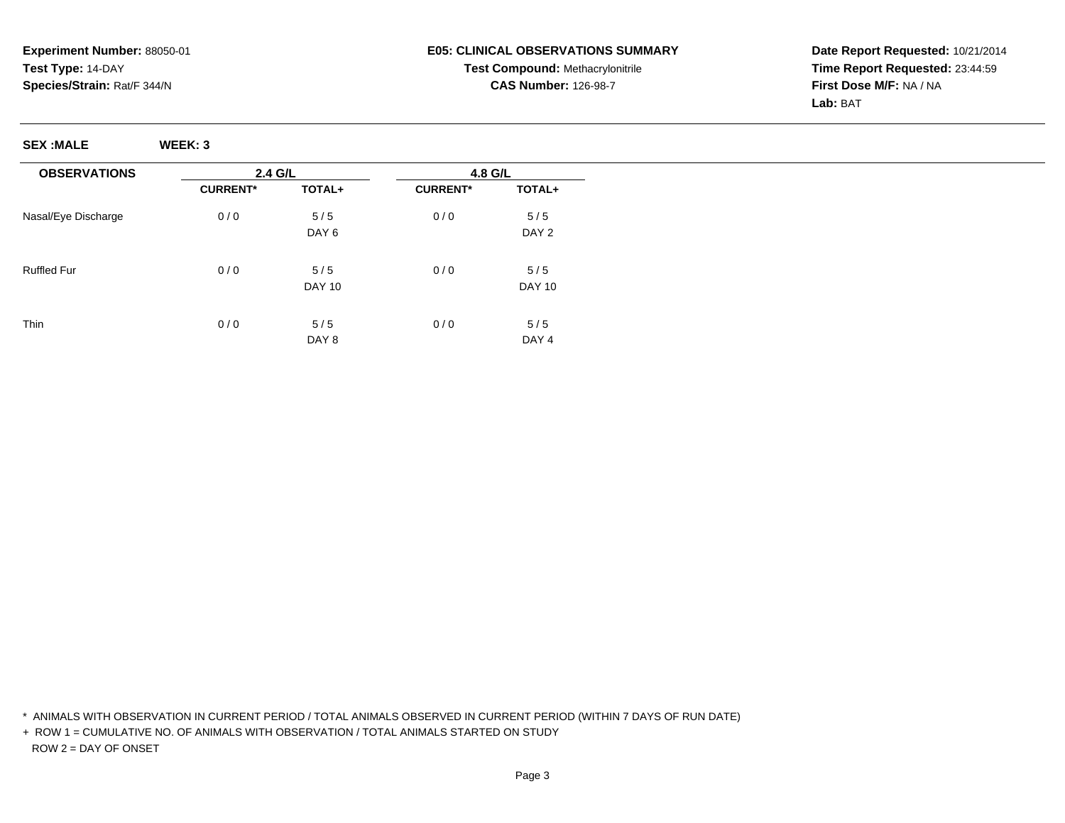**Experiment Number:** 88050-01
**Test Type:** 14-DAY
**Species/Strain:** Rat/F 344/N

**E05: CLINICAL OBSERVATIONS SUMMARY**
**Test Compound:** Methacrylonitrile
**CAS Number:** 126-98-7

**Date Report Requested:** 10/21/2014
**Time Report Requested:** 23:44:59
**First Dose M/F:** NA / NA
**Lab:** BAT

**SEX :MALE** **WEEK: 3**

| OBSERVATIONS | 2.4 G/L | | 4.8 G/L | |
|---|---|---|---|---|
| | CURRENT* | TOTAL+ | CURRENT* | TOTAL+ |
| Nasal/Eye Discharge | 0 / 0 | 5 / 5 | 0 / 0 | 5 / 5 |
| | | DAY 6 | | DAY 2 |
| Ruffled Fur | 0 / 0 | 5 / 5 | 0 / 0 | 5 / 5 |
| | | DAY 10 | | DAY 10 |
| Thin | 0 / 0 | 5 / 5 | 0 / 0 | 5 / 5 |
| | | DAY 8 | | DAY 4 |

* ANIMALS WITH OBSERVATION IN CURRENT PERIOD / TOTAL ANIMALS OBSERVED IN CURRENT PERIOD (WITHIN 7 DAYS OF RUN DATE)
+ ROW 1 = CUMULATIVE NO. OF ANIMALS WITH OBSERVATION / TOTAL ANIMALS STARTED ON STUDY
ROW 2 = DAY OF ONSET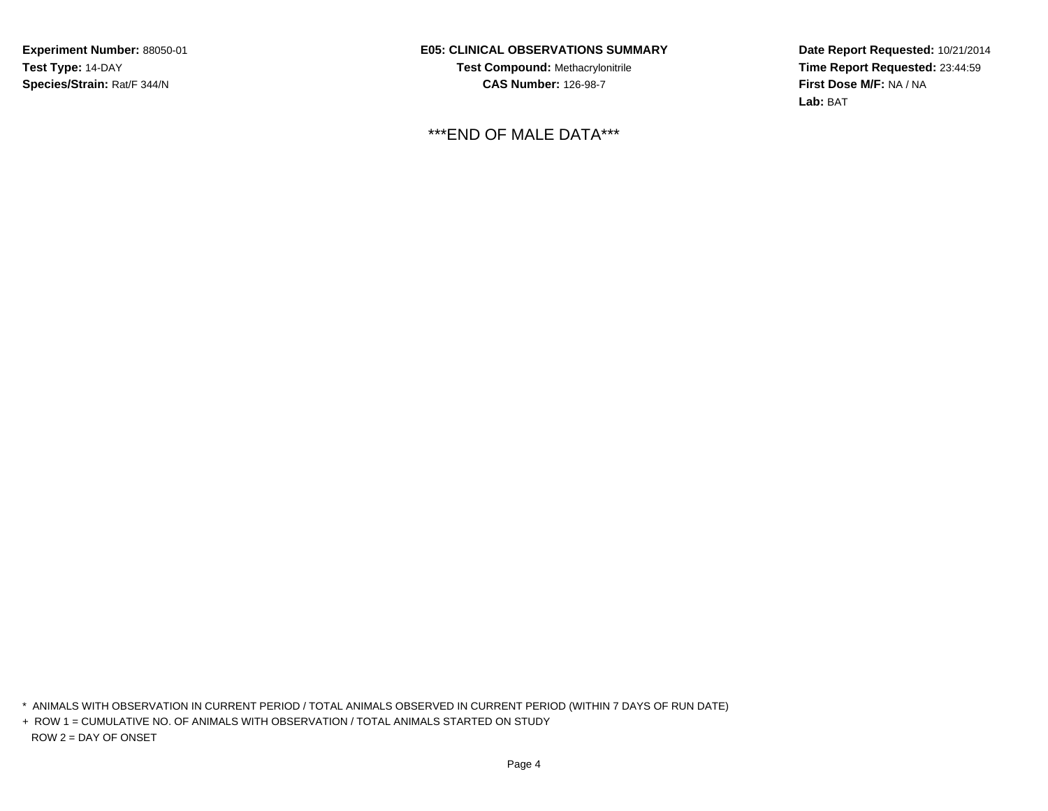**Experiment Number:** 88050-01
**Test Type:** 14-DAY
**Species/Strain:** Rat/F 344/N

**E05: CLINICAL OBSERVATIONS SUMMARY**
**Test Compound:** Methacrylonitrile
**CAS Number:** 126-98-7

**Date Report Requested:** 10/21/2014
**Time Report Requested:** 23:44:59
**First Dose M/F:** NA / NA
**Lab:** BAT

***END OF MALE DATA***

* ANIMALS WITH OBSERVATION IN CURRENT PERIOD / TOTAL ANIMALS OBSERVED IN CURRENT PERIOD (WITHIN 7 DAYS OF RUN DATE)

+ ROW 1 = CUMULATIVE NO. OF ANIMALS WITH OBSERVATION / TOTAL ANIMALS STARTED ON STUDY
ROW 2 = DAY OF ONSET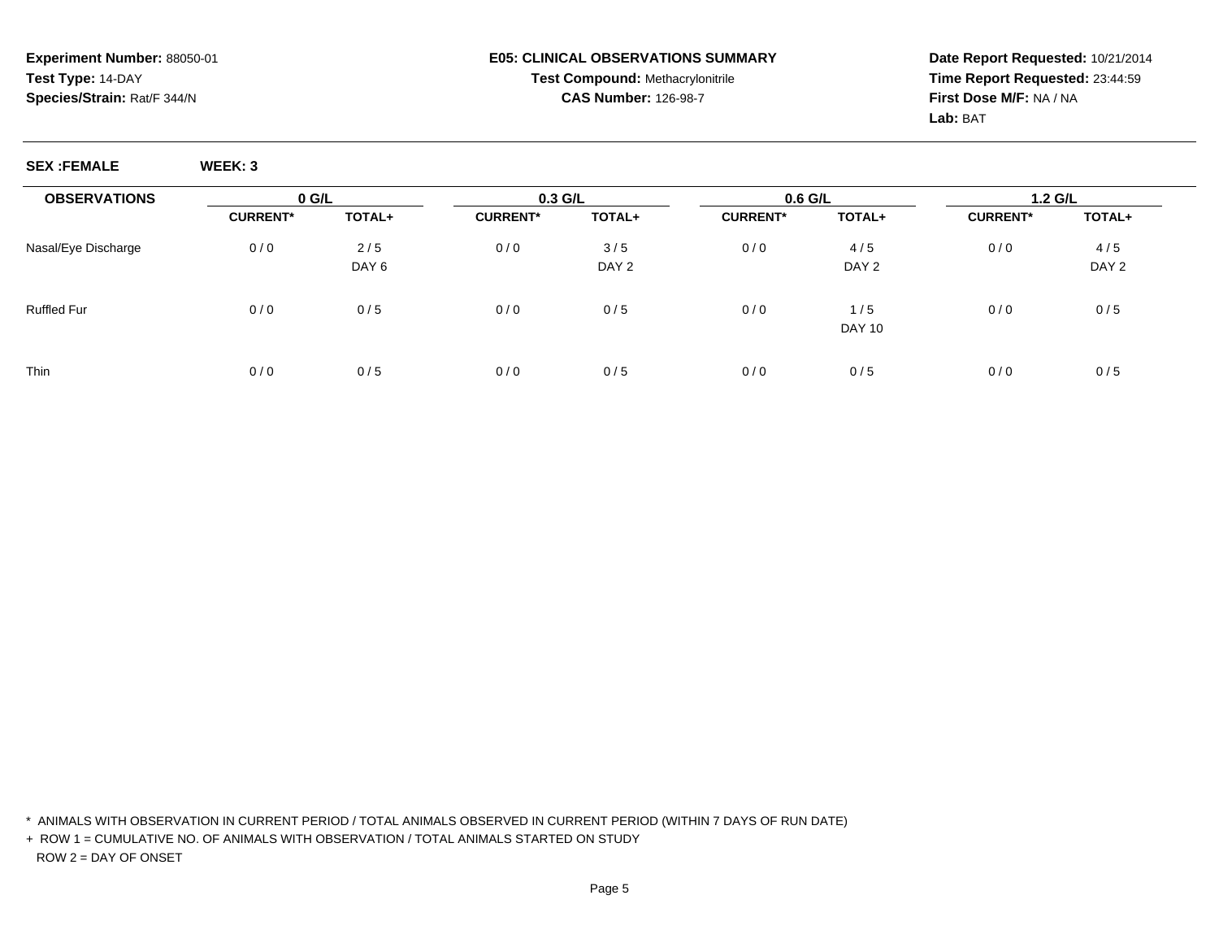**Experiment Number:** 88050-01
**Test Type:** 14-DAY
**Species/Strain:** Rat/F 344/N

**E05: CLINICAL OBSERVATIONS SUMMARY**
**Test Compound:** Methacrylonitrile
**CAS Number:** 126-98-7

**Date Report Requested:** 10/21/2014
**Time Report Requested:** 23:44:59
**First Dose M/F:** NA / NA
**Lab:** BAT

**SEX :FEMALE** **WEEK: 3**

| OBSERVATIONS | 0 G/L | | 0.3 G/L | | 0.6 G/L | | 1.2 G/L | |
|---|---|---|---|---|---|---|---|---|
| | CURRENT* | TOTAL+ | CURRENT* | TOTAL+ | CURRENT* | TOTAL+ | CURRENT* | TOTAL+ |
| Nasal/Eye Discharge | 0 / 0 | 2 / 5 | 0 / 0 | 3 / 5 | 0 / 0 | 4 / 5 | 0 / 0 | 4 / 5 |
| | | DAY 6 | | DAY 2 | | DAY 2 | | DAY 2 |
| Ruffled Fur | 0 / 0 | 0 / 5 | 0 / 0 | 0 / 5 | 0 / 0 | 1 / 5 | 0 / 0 | 0 / 5 |
| | | | | | | DAY 10 | | |
| Thin | 0 / 0 | 0 / 5 | 0 / 0 | 0 / 5 | 0 / 0 | 0 / 5 | 0 / 0 | 0 / 5 |

\* ANIMALS WITH OBSERVATION IN CURRENT PERIOD / TOTAL ANIMALS OBSERVED IN CURRENT PERIOD (WITHIN 7 DAYS OF RUN DATE)

\+ ROW 1 = CUMULATIVE NO. OF ANIMALS WITH OBSERVATION / TOTAL ANIMALS STARTED ON STUDY
ROW 2 = DAY OF ONSET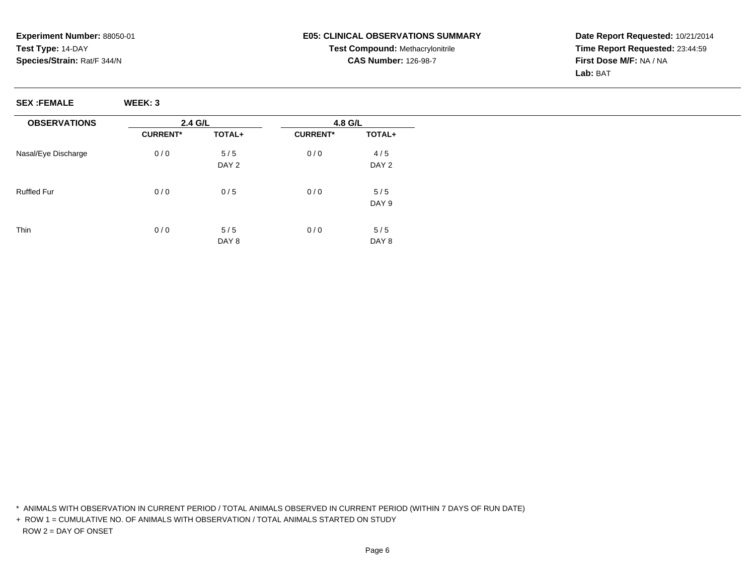**Experiment Number:** 88050-01
**Test Type:** 14-DAY
**Species/Strain:** Rat/F 344/N

**E05: CLINICAL OBSERVATIONS SUMMARY**
**Test Compound:** Methacrylonitrile
**CAS Number:** 126-98-7

**Date Report Requested:** 10/21/2014
**Time Report Requested:** 23:44:59
**First Dose M/F:** NA / NA
**Lab:** BAT

**SEX :FEMALE** **WEEK: 3**

| OBSERVATIONS | 2.4 G/L | | 4.8 G/L | |
|---|---|---|---|---|
| | CURRENT* | TOTAL+ | CURRENT* | TOTAL+ |
| Nasal/Eye Discharge | 0 / 0 | 5 / 5<br>DAY 2 | 0 / 0 | 4 / 5<br>DAY 2 |
| Ruffled Fur | 0 / 0 | 0 / 5 | 0 / 0 | 5 / 5<br>DAY 9 |
| Thin | 0 / 0 | 5 / 5<br>DAY 8 | 0 / 0 | 5 / 5<br>DAY 8 |

* ANIMALS WITH OBSERVATION IN CURRENT PERIOD / TOTAL ANIMALS OBSERVED IN CURRENT PERIOD (WITHIN 7 DAYS OF RUN DATE)
+ ROW 1 = CUMULATIVE NO. OF ANIMALS WITH OBSERVATION / TOTAL ANIMALS STARTED ON STUDY
ROW 2 = DAY OF ONSET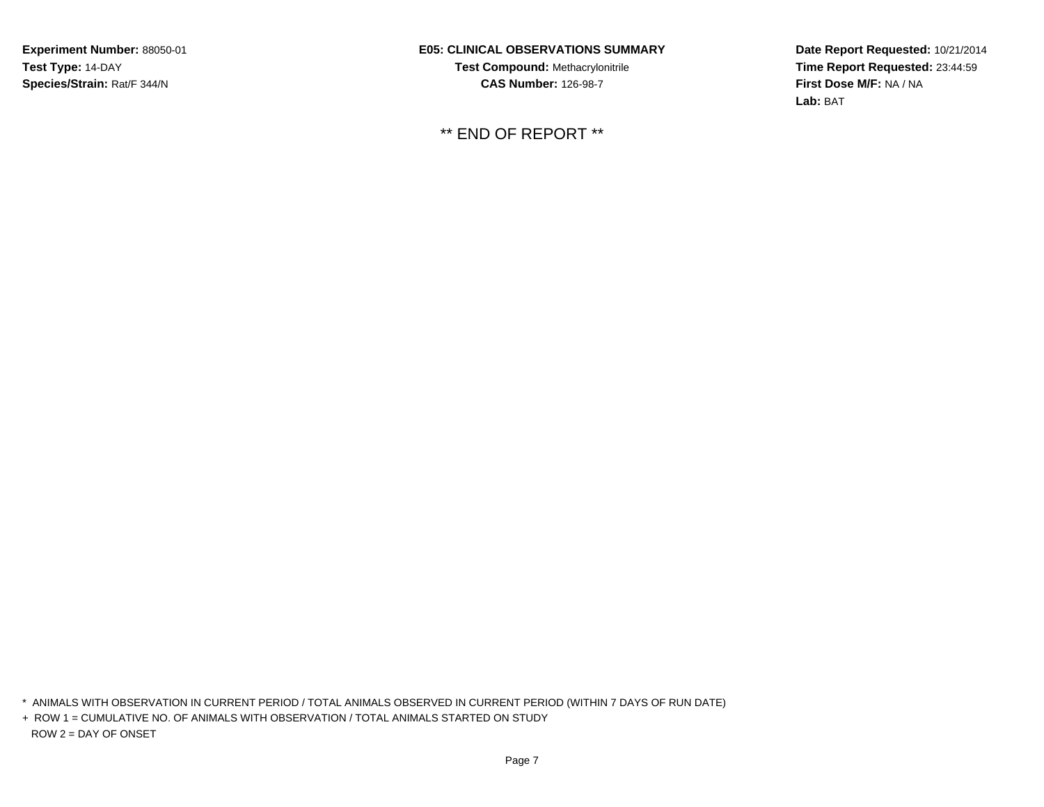**Experiment Number:** 88050-01
**Test Type:** 14-DAY
**Species/Strain:** Rat/F 344/N

**E05: CLINICAL OBSERVATIONS SUMMARY**
**Test Compound:** Methacrylonitrile
**CAS Number:** 126-98-7

**Date Report Requested:** 10/21/2014
**Time Report Requested:** 23:44:59
**First Dose M/F:** NA / NA
**Lab:** BAT

** END OF REPORT **

* ANIMALS WITH OBSERVATION IN CURRENT PERIOD / TOTAL ANIMALS OBSERVED IN CURRENT PERIOD (WITHIN 7 DAYS OF RUN DATE)
+ ROW 1 = CUMULATIVE NO. OF ANIMALS WITH OBSERVATION / TOTAL ANIMALS STARTED ON STUDY
ROW 2 = DAY OF ONSET